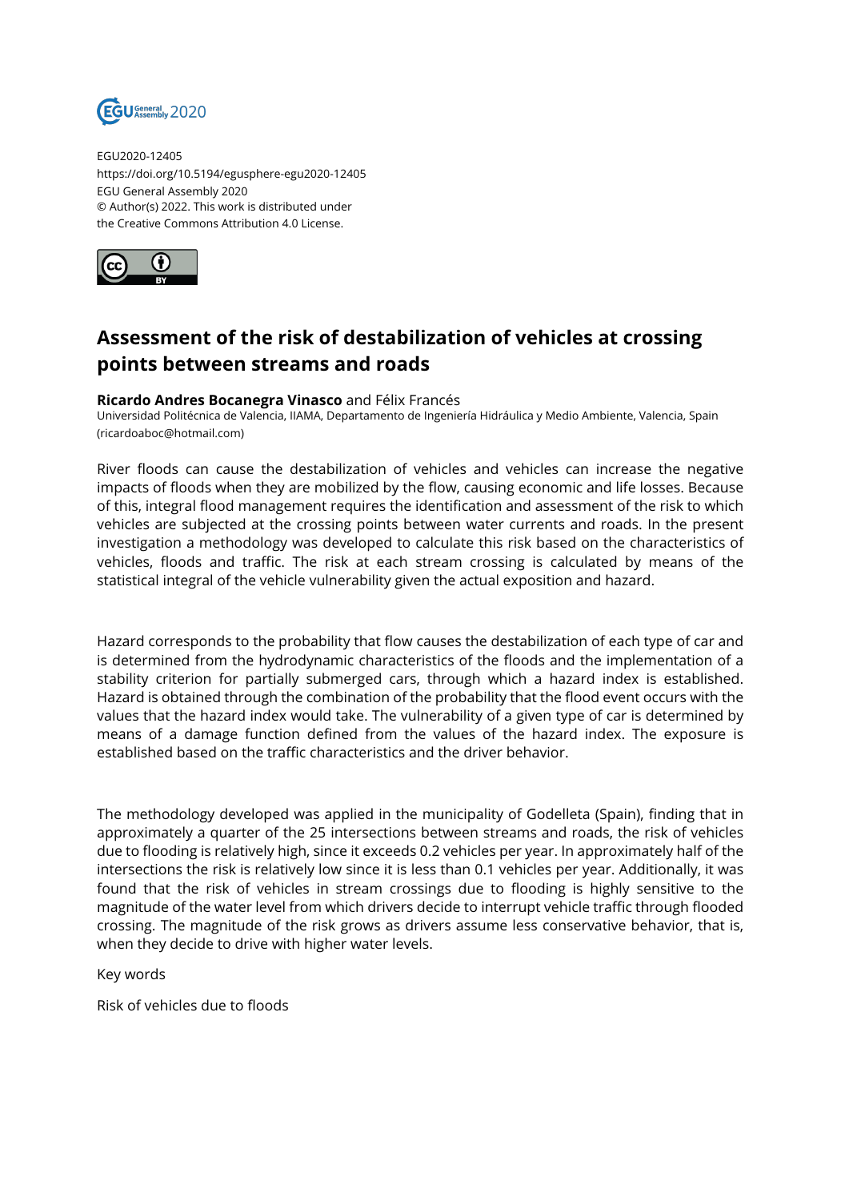EGU2020-12405
https://doi.org/10.5194/egusphere-egu2020-12405
EGU General Assembly 2020
© Author(s) 2022. This work is distributed under
the Creative Commons Attribution 4.0 License.

# Assessment of the risk of destabilization of vehicles at crossing points between streams and roads

**Ricardo Andres Bocanegra Vinasco** and Félix Francés
Universidad Politécnica de Valencia, IIAMA, Departamento de Ingeniería Hidráulica y Medio Ambiente, Valencia, Spain (ricardoaboc@hotmail.com)

River floods can cause the destabilization of vehicles and vehicles can increase the negative impacts of floods when they are mobilized by the flow, causing economic and life losses. Because of this, integral flood management requires the identification and assessment of the risk to which vehicles are subjected at the crossing points between water currents and roads. In the present investigation a methodology was developed to calculate this risk based on the characteristics of vehicles, floods and traffic. The risk at each stream crossing is calculated by means of the statistical integral of the vehicle vulnerability given the actual exposition and hazard.

Hazard corresponds to the probability that flow causes the destabilization of each type of car and is determined from the hydrodynamic characteristics of the floods and the implementation of a stability criterion for partially submerged cars, through which a hazard index is established. Hazard is obtained through the combination of the probability that the flood event occurs with the values that the hazard index would take. The vulnerability of a given type of car is determined by means of a damage function defined from the values of the hazard index. The exposure is established based on the traffic characteristics and the driver behavior.

The methodology developed was applied in the municipality of Godelleta (Spain), finding that in approximately a quarter of the 25 intersections between streams and roads, the risk of vehicles due to flooding is relatively high, since it exceeds 0.2 vehicles per year. In approximately half of the intersections the risk is relatively low since it is less than 0.1 vehicles per year. Additionally, it was found that the risk of vehicles in stream crossings due to flooding is highly sensitive to the magnitude of the water level from which drivers decide to interrupt vehicle traffic through flooded crossing. The magnitude of the risk grows as drivers assume less conservative behavior, that is, when they decide to drive with higher water levels.

Key words

Risk of vehicles due to floods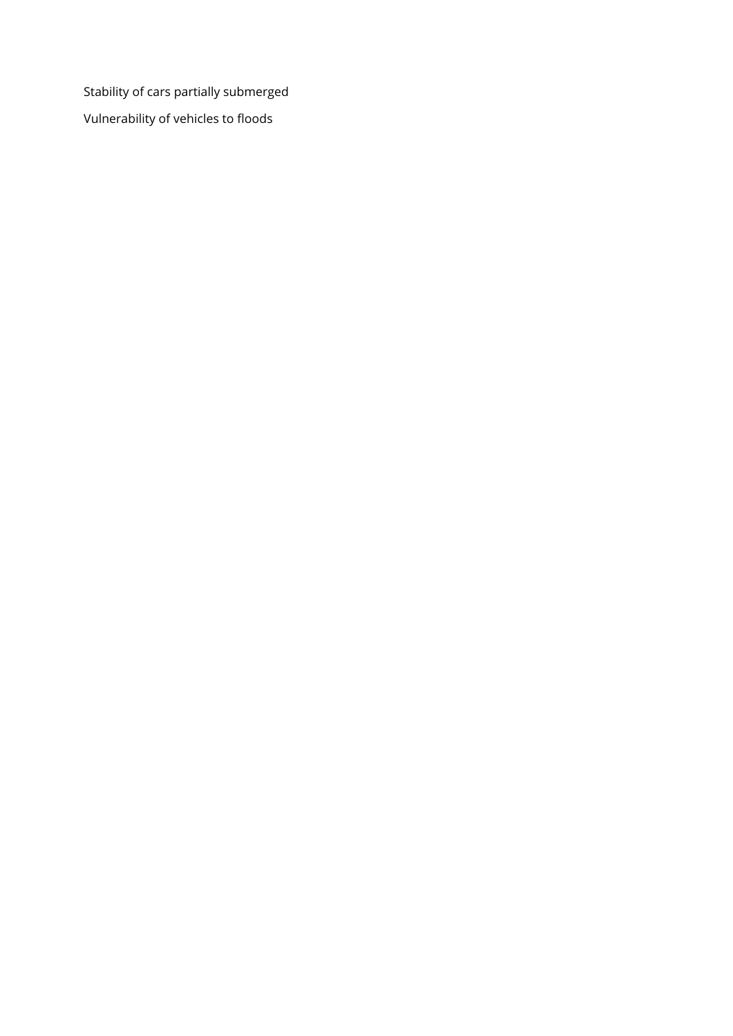Stability of cars partially submerged

Vulnerability of vehicles to floods